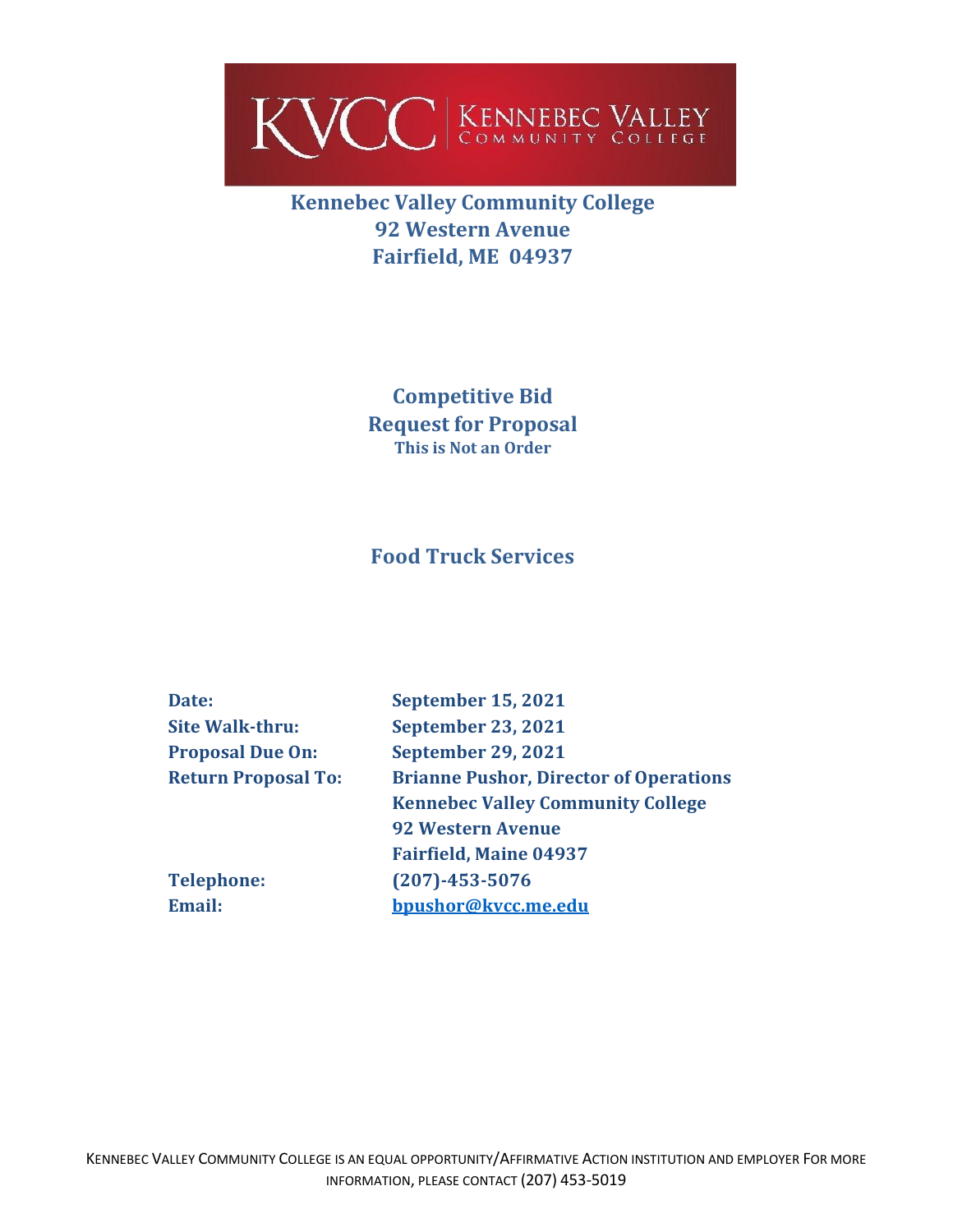KVCC | KENNEBEC VALLEY COMMUNITY COLLEGE

# Kennebec Valley Community College
**92 Western Avenue**
**Fairfield, ME 04937**

## Competitive Bid
## Request for Proposal
**This is Not an Order**

## Food Truck Services

| | |
|---|---|
| **Date:** | **September 15, 2021** |
| **Site Walk-thru:** | **September 23, 2021** |
| **Proposal Due On:** | **September 29, 2021** |
| **Return Proposal To:** | **Brianne Pushor, Director of Operations** |
| | **Kennebec Valley Community College** |
| | **92 Western Avenue** |
| | **Fairfield, Maine 04937** |
| **Telephone:** | **(207)-453-5076** |
| **Email:** | **bpushor@kvcc.me.edu** |

KENNEBEC VALLEY COMMUNITY COLLEGE IS AN EQUAL OPPORTUNITY/AFFIRMATIVE ACTION INSTITUTION AND EMPLOYER FOR MORE INFORMATION, PLEASE CONTACT (207) 453-5019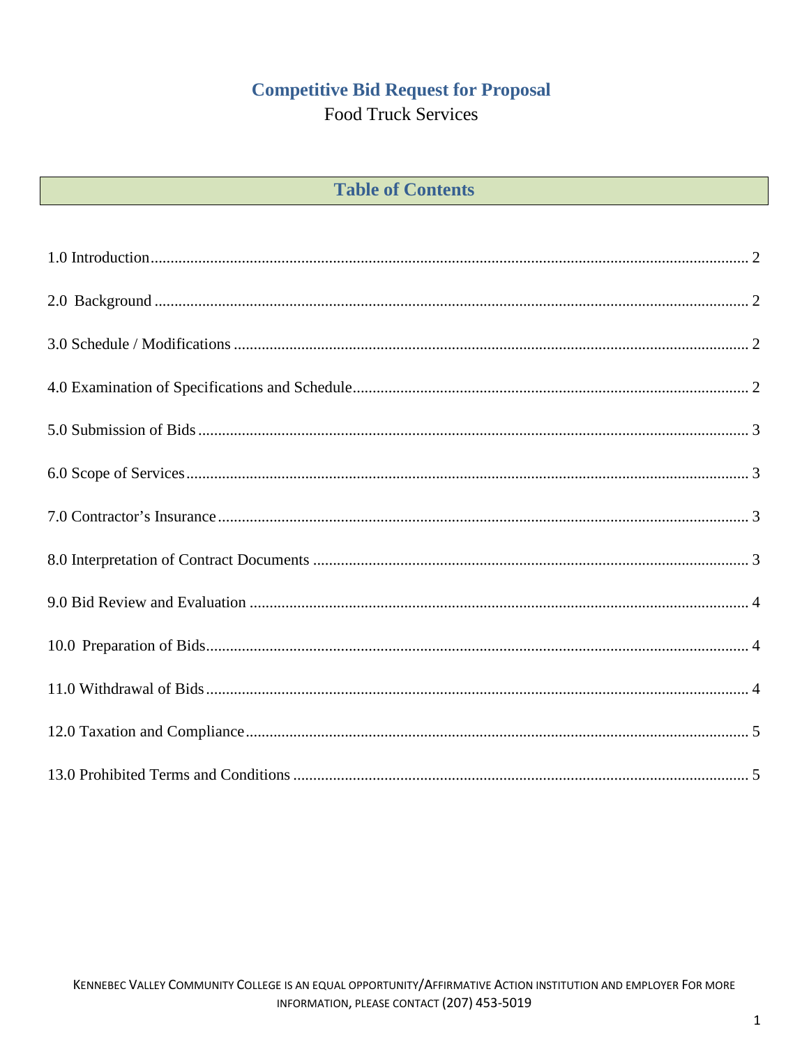# Competitive Bid Request for Proposal

Food Truck Services

## Table of Contents

1.0 Introduction ........ 2

2.0 Background ........ 2

3.0 Schedule / Modifications ........ 2

4.0 Examination of Specifications and Schedule ........ 2

5.0 Submission of Bids ........ 3

6.0 Scope of Services ........ 3

7.0 Contractor's Insurance ........ 3

8.0 Interpretation of Contract Documents ........ 3

9.0 Bid Review and Evaluation ........ 4

10.0 Preparation of Bids ........ 4

11.0 Withdrawal of Bids ........ 4

12.0 Taxation and Compliance ........ 5

13.0 Prohibited Terms and Conditions ........ 5

Kennebec Valley Community College is an equal opportunity/Affirmative Action institution and employer For more information, please contact (207) 453-5019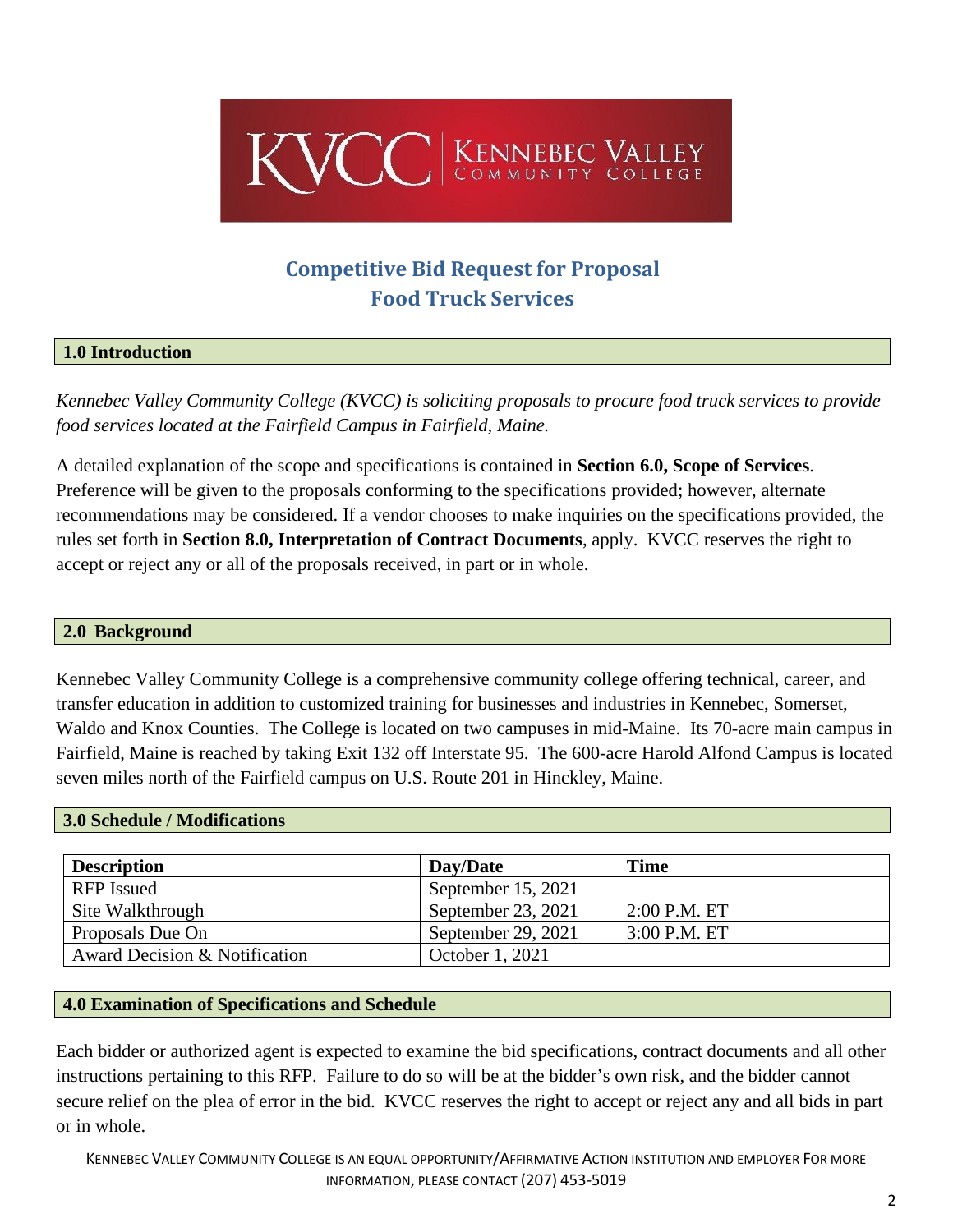# Competitive Bid Request for Proposal
# Food Truck Services

## 1.0 Introduction

*Kennebec Valley Community College (KVCC) is soliciting proposals to procure food truck services to provide food services located at the Fairfield Campus in Fairfield, Maine.*

A detailed explanation of the scope and specifications is contained in **Section 6.0, Scope of Services**. Preference will be given to the proposals conforming to the specifications provided; however, alternate recommendations may be considered. If a vendor chooses to make inquiries on the specifications provided, the rules set forth in **Section 8.0, Interpretation of Contract Documents**, apply. KVCC reserves the right to accept or reject any or all of the proposals received, in part or in whole.

## 2.0 Background

Kennebec Valley Community College is a comprehensive community college offering technical, career, and transfer education in addition to customized training for businesses and industries in Kennebec, Somerset, Waldo and Knox Counties. The College is located on two campuses in mid-Maine. Its 70-acre main campus in Fairfield, Maine is reached by taking Exit 132 off Interstate 95. The 600-acre Harold Alfond Campus is located seven miles north of the Fairfield campus on U.S. Route 201 in Hinckley, Maine.

## 3.0 Schedule / Modifications

| Description | Day/Date | Time |
|---|---|---|
| RFP Issued | September 15, 2021 | |
| Site Walkthrough | September 23, 2021 | 2:00 P.M. ET |
| Proposals Due On | September 29, 2021 | 3:00 P.M. ET |
| Award Decision & Notification | October 1, 2021 | |

## 4.0 Examination of Specifications and Schedule

Each bidder or authorized agent is expected to examine the bid specifications, contract documents and all other instructions pertaining to this RFP. Failure to do so will be at the bidder's own risk, and the bidder cannot secure relief on the plea of error in the bid. KVCC reserves the right to accept or reject any and all bids in part or in whole.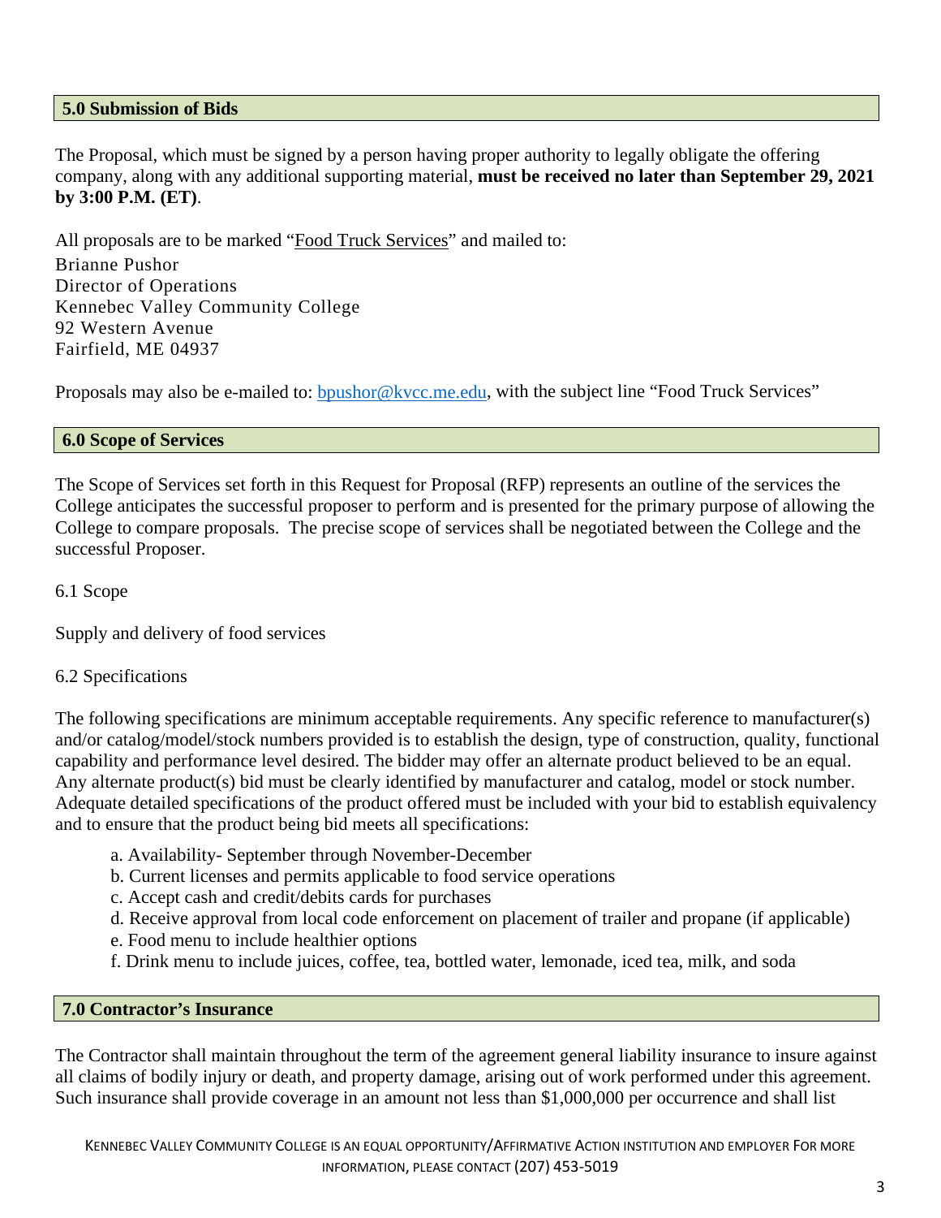## 5.0 Submission of Bids

The Proposal, which must be signed by a person having proper authority to legally obligate the offering company, along with any additional supporting material, **must be received no later than September 29, 2021 by 3:00 P.M. (ET)**.

All proposals are to be marked "Food Truck Services" and mailed to:
Brianne Pushor
Director of Operations
Kennebec Valley Community College
92 Western Avenue
Fairfield, ME 04937

Proposals may also be e-mailed to: bpushor@kvcc.me.edu, with the subject line "Food Truck Services"

## 6.0 Scope of Services

The Scope of Services set forth in this Request for Proposal (RFP) represents an outline of the services the College anticipates the successful proposer to perform and is presented for the primary purpose of allowing the College to compare proposals. The precise scope of services shall be negotiated between the College and the successful Proposer.

6.1 Scope

Supply and delivery of food services

6.2 Specifications

The following specifications are minimum acceptable requirements. Any specific reference to manufacturer(s) and/or catalog/model/stock numbers provided is to establish the design, type of construction, quality, functional capability and performance level desired. The bidder may offer an alternate product believed to be an equal. Any alternate product(s) bid must be clearly identified by manufacturer and catalog, model or stock number. Adequate detailed specifications of the product offered must be included with your bid to establish equivalency and to ensure that the product being bid meets all specifications:

a. Availability- September through November-December
b. Current licenses and permits applicable to food service operations
c. Accept cash and credit/debits cards for purchases
d. Receive approval from local code enforcement on placement of trailer and propane (if applicable)
e. Food menu to include healthier options
f. Drink menu to include juices, coffee, tea, bottled water, lemonade, iced tea, milk, and soda

## 7.0 Contractor's Insurance

The Contractor shall maintain throughout the term of the agreement general liability insurance to insure against all claims of bodily injury or death, and property damage, arising out of work performed under this agreement. Such insurance shall provide coverage in an amount not less than $1,000,000 per occurrence and shall list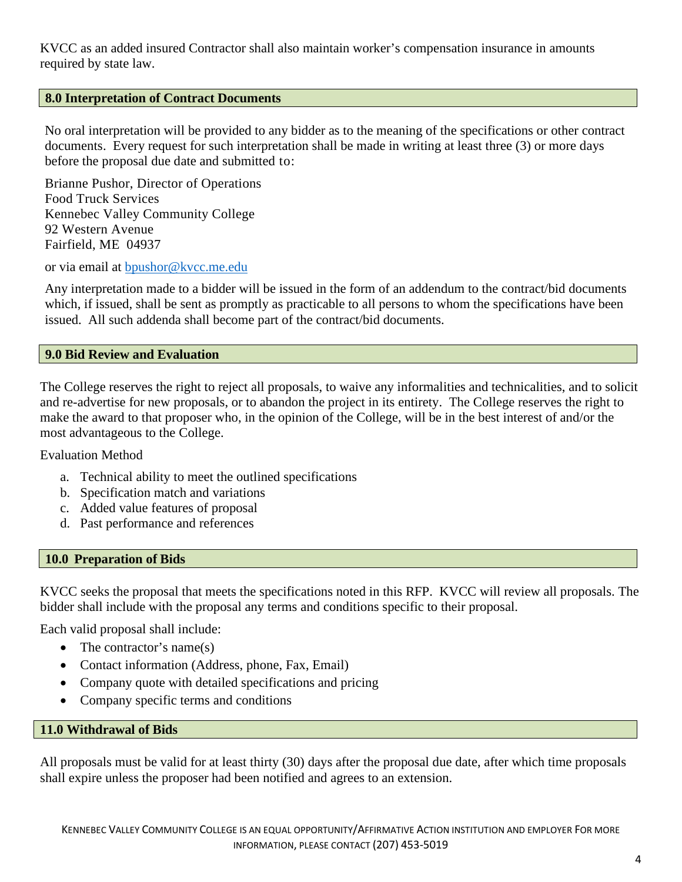KVCC as an added insured Contractor shall also maintain worker's compensation insurance in amounts required by state law.

## 8.0 Interpretation of Contract Documents

No oral interpretation will be provided to any bidder as to the meaning of the specifications or other contract documents. Every request for such interpretation shall be made in writing at least three (3) or more days before the proposal due date and submitted to:

Brianne Pushor, Director of Operations
Food Truck Services
Kennebec Valley Community College
92 Western Avenue
Fairfield, ME 04937

or via email at bpushor@kvcc.me.edu

Any interpretation made to a bidder will be issued in the form of an addendum to the contract/bid documents which, if issued, shall be sent as promptly as practicable to all persons to whom the specifications have been issued. All such addenda shall become part of the contract/bid documents.

## 9.0 Bid Review and Evaluation

The College reserves the right to reject all proposals, to waive any informalities and technicalities, and to solicit and re-advertise for new proposals, or to abandon the project in its entirety. The College reserves the right to make the award to that proposer who, in the opinion of the College, will be in the best interest of and/or the most advantageous to the College.

Evaluation Method

a. Technical ability to meet the outlined specifications
b. Specification match and variations
c. Added value features of proposal
d. Past performance and references

## 10.0 Preparation of Bids

KVCC seeks the proposal that meets the specifications noted in this RFP. KVCC will review all proposals. The bidder shall include with the proposal any terms and conditions specific to their proposal.

Each valid proposal shall include:

- The contractor's name(s)
- Contact information (Address, phone, Fax, Email)
- Company quote with detailed specifications and pricing
- Company specific terms and conditions

## 11.0 Withdrawal of Bids

All proposals must be valid for at least thirty (30) days after the proposal due date, after which time proposals shall expire unless the proposer had been notified and agrees to an extension.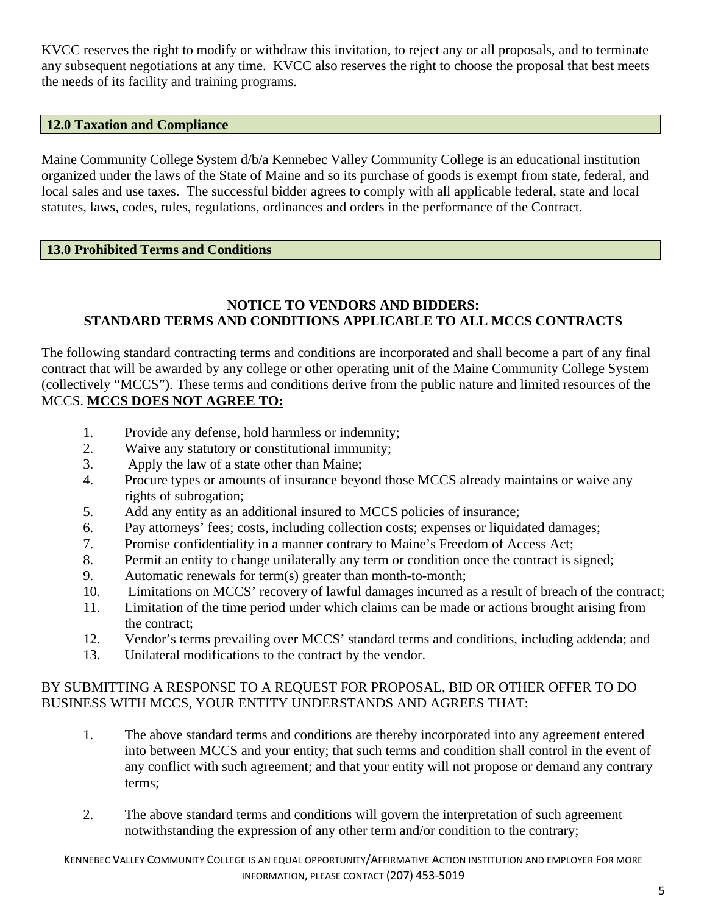KVCC reserves the right to modify or withdraw this invitation, to reject any or all proposals, and to terminate any subsequent negotiations at any time. KVCC also reserves the right to choose the proposal that best meets the needs of its facility and training programs.

## 12.0 Taxation and Compliance

Maine Community College System d/b/a Kennebec Valley Community College is an educational institution organized under the laws of the State of Maine and so its purchase of goods is exempt from state, federal, and local sales and use taxes. The successful bidder agrees to comply with all applicable federal, state and local statutes, laws, codes, rules, regulations, ordinances and orders in the performance of the Contract.

## 13.0 Prohibited Terms and Conditions

**NOTICE TO VENDORS AND BIDDERS:**
**STANDARD TERMS AND CONDITIONS APPLICABLE TO ALL MCCS CONTRACTS**

The following standard contracting terms and conditions are incorporated and shall become a part of any final contract that will be awarded by any college or other operating unit of the Maine Community College System (collectively "MCCS"). These terms and conditions derive from the public nature and limited resources of the MCCS. **MCCS DOES NOT AGREE TO:**

1. Provide any defense, hold harmless or indemnity;
2. Waive any statutory or constitutional immunity;
3. Apply the law of a state other than Maine;
4. Procure types or amounts of insurance beyond those MCCS already maintains or waive any rights of subrogation;
5. Add any entity as an additional insured to MCCS policies of insurance;
6. Pay attorneys' fees; costs, including collection costs; expenses or liquidated damages;
7. Promise confidentiality in a manner contrary to Maine's Freedom of Access Act;
8. Permit an entity to change unilaterally any term or condition once the contract is signed;
9. Automatic renewals for term(s) greater than month-to-month;
10. Limitations on MCCS' recovery of lawful damages incurred as a result of breach of the contract;
11. Limitation of the time period under which claims can be made or actions brought arising from the contract;
12. Vendor's terms prevailing over MCCS' standard terms and conditions, including addenda; and
13. Unilateral modifications to the contract by the vendor.

BY SUBMITTING A RESPONSE TO A REQUEST FOR PROPOSAL, BID OR OTHER OFFER TO DO BUSINESS WITH MCCS, YOUR ENTITY UNDERSTANDS AND AGREES THAT:

1. The above standard terms and conditions are thereby incorporated into any agreement entered into between MCCS and your entity; that such terms and condition shall control in the event of any conflict with such agreement; and that your entity will not propose or demand any contrary terms;

2. The above standard terms and conditions will govern the interpretation of such agreement notwithstanding the expression of any other term and/or condition to the contrary;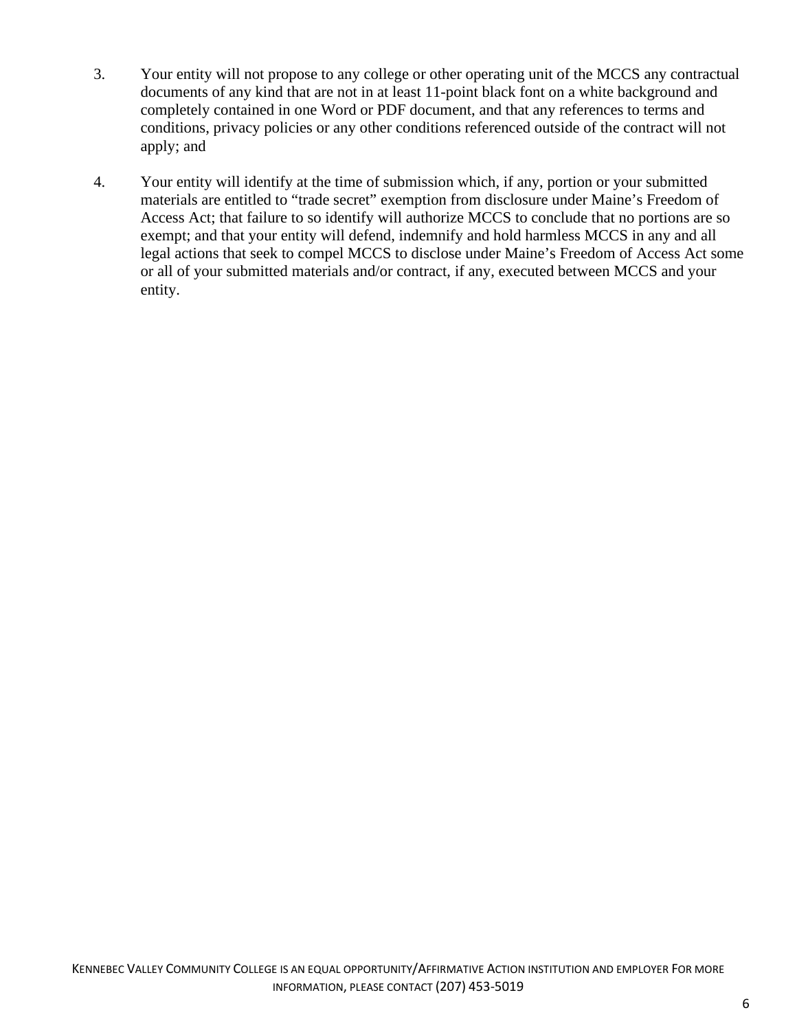3. Your entity will not propose to any college or other operating unit of the MCCS any contractual documents of any kind that are not in at least 11-point black font on a white background and completely contained in one Word or PDF document, and that any references to terms and conditions, privacy policies or any other conditions referenced outside of the contract will not apply; and

4. Your entity will identify at the time of submission which, if any, portion or your submitted materials are entitled to "trade secret" exemption from disclosure under Maine's Freedom of Access Act; that failure to so identify will authorize MCCS to conclude that no portions are so exempt; and that your entity will defend, indemnify and hold harmless MCCS in any and all legal actions that seek to compel MCCS to disclose under Maine's Freedom of Access Act some or all of your submitted materials and/or contract, if any, executed between MCCS and your entity.